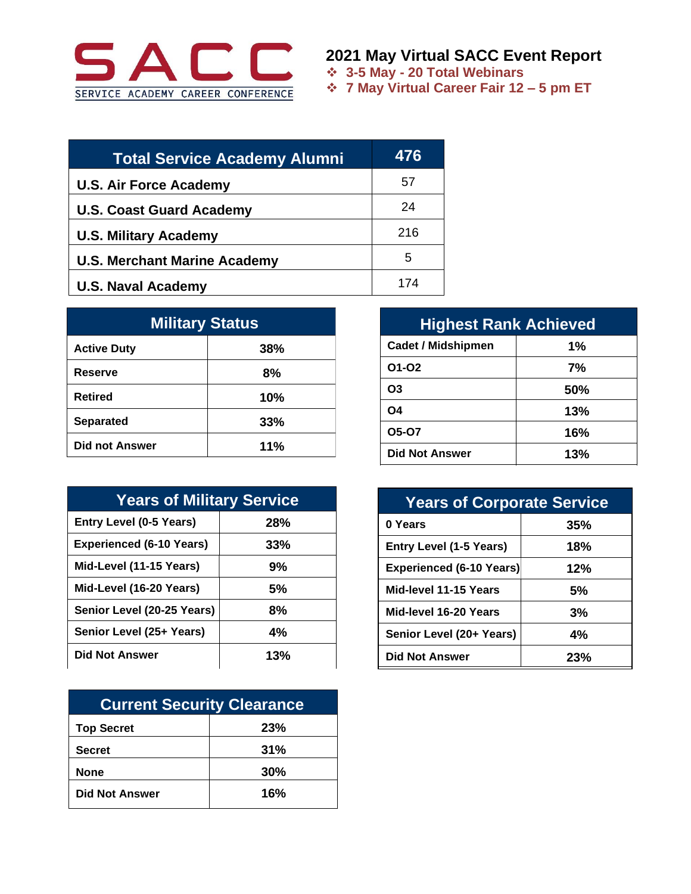SACC

SERVICE ACADEMY CAREER CONFERENCE

# 2021 May Virtual SACC Event Report

- 3-5 May - 20 Total Webinars
- 7 May Virtual Career Fair 12 – 5 pm ET

| Total Service Academy Alumni | 476 |
|---|---|
| U.S. Air Force Academy | 57 |
| U.S. Coast Guard Academy | 24 |
| U.S. Military Academy | 216 |
| U.S. Merchant Marine Academy | 5 |
| U.S. Naval Academy | 174 |

| Military Status | |
|---|---|
| Active Duty | 38% |
| Reserve | 8% |
| Retired | 10% |
| Separated | 33% |
| Did not Answer | 11% |

| Highest Rank Achieved | |
|---|---|
| Cadet / Midshipmen | 1% |
| O1-O2 | 7% |
| O3 | 50% |
| O4 | 13% |
| O5-O7 | 16% |
| Did Not Answer | 13% |

| Years of Military Service | |
|---|---|
| Entry Level (0-5 Years) | 28% |
| Experienced (6-10 Years) | 33% |
| Mid-Level (11-15 Years) | 9% |
| Mid-Level (16-20 Years) | 5% |
| Senior Level (20-25 Years) | 8% |
| Senior Level (25+ Years) | 4% |
| Did Not Answer | 13% |

| Years of Corporate Service | |
|---|---|
| 0 Years | 35% |
| Entry Level (1-5 Years) | 18% |
| Experienced (6-10 Years) | 12% |
| Mid-level 11-15 Years | 5% |
| Mid-level 16-20 Years | 3% |
| Senior Level (20+ Years) | 4% |
| Did Not Answer | 23% |

| Current Security Clearance | |
|---|---|
| Top Secret | 23% |
| Secret | 31% |
| None | 30% |
| Did Not Answer | 16% |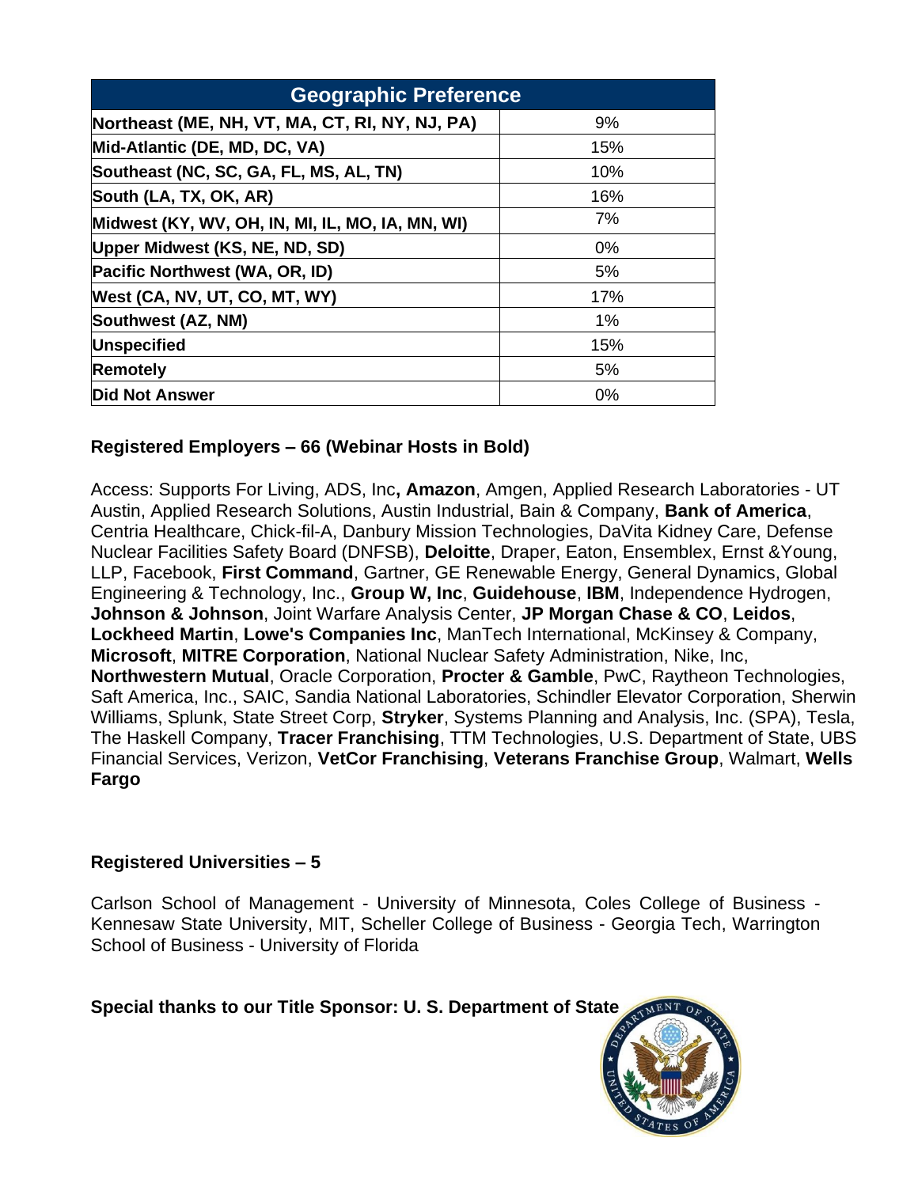| Geographic Preference | |
|---|---|
| Northeast (ME, NH, VT, MA, CT, RI, NY, NJ, PA) | 9% |
| Mid-Atlantic (DE, MD, DC, VA) | 15% |
| Southeast (NC, SC, GA, FL, MS, AL, TN) | 10% |
| South (LA, TX, OK, AR) | 16% |
| Midwest (KY, WV, OH, IN, MI, IL, MO, IA, MN, WI) | 7% |
| Upper Midwest (KS, NE, ND, SD) | 0% |
| Pacific Northwest (WA, OR, ID) | 5% |
| West (CA, NV, UT, CO, MT, WY) | 17% |
| Southwest (AZ, NM) | 1% |
| Unspecified | 15% |
| Remotely | 5% |
| Did Not Answer | 0% |

**Registered Employers – 66 (Webinar Hosts in Bold)**

Access: Supports For Living, ADS, Inc**, Amazon**, Amgen, Applied Research Laboratories - UT Austin, Applied Research Solutions, Austin Industrial, Bain & Company, **Bank of America**, Centria Healthcare, Chick-fil-A, Danbury Mission Technologies, DaVita Kidney Care, Defense Nuclear Facilities Safety Board (DNFSB), **Deloitte**, Draper, Eaton, Ensemblex, Ernst &Young, LLP, Facebook, **First Command**, Gartner, GE Renewable Energy, General Dynamics, Global Engineering & Technology, Inc., **Group W, Inc**, **Guidehouse**, **IBM**, Independence Hydrogen, **Johnson & Johnson**, Joint Warfare Analysis Center, **JP Morgan Chase & CO**, **Leidos**, **Lockheed Martin**, **Lowe's Companies Inc**, ManTech International, McKinsey & Company, **Microsoft**, **MITRE Corporation**, National Nuclear Safety Administration, Nike, Inc, **Northwestern Mutual**, Oracle Corporation, **Procter & Gamble**, PwC, Raytheon Technologies, Saft America, Inc., SAIC, Sandia National Laboratories, Schindler Elevator Corporation, Sherwin Williams, Splunk, State Street Corp, **Stryker**, Systems Planning and Analysis, Inc. (SPA), Tesla, The Haskell Company, **Tracer Franchising**, TTM Technologies, U.S. Department of State, UBS Financial Services, Verizon, **VetCor Franchising**, **Veterans Franchise Group**, Walmart, **Wells Fargo**

**Registered Universities – 5**

Carlson School of Management - University of Minnesota, Coles College of Business - Kennesaw State University, MIT, Scheller College of Business - Georgia Tech, Warrington School of Business - University of Florida

**Special thanks to our Title Sponsor: U. S. Department of State**